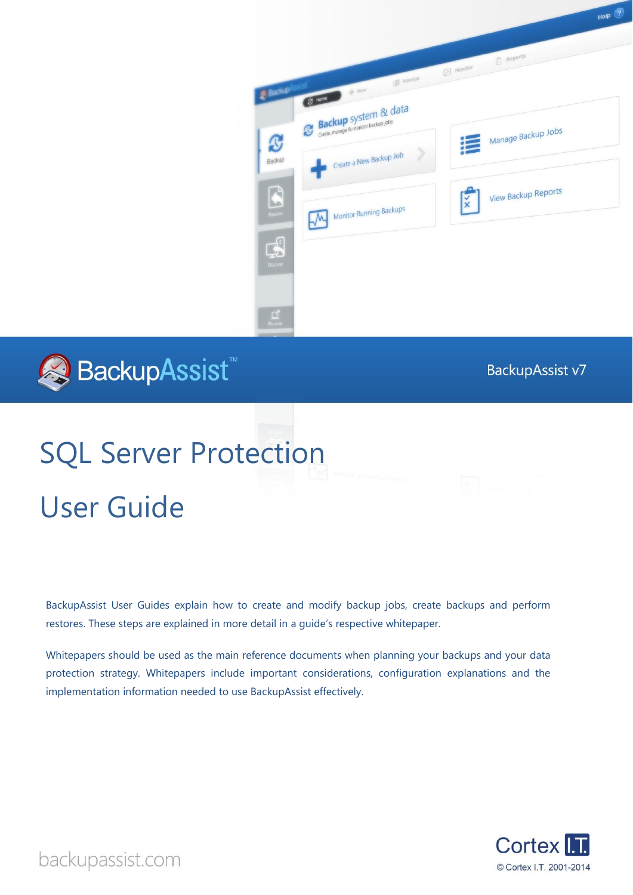BackupAssist™

BackupAssist v7

# SQL Server Protection

# User Guide

BackupAssist User Guides explain how to create and modify backup jobs, create backups and perform restores. These steps are explained in more detail in a guide's respective whitepaper.

Whitepapers should be used as the main reference documents when planning your backups and your data protection strategy. Whitepapers include important considerations, configuration explanations and the implementation information needed to use BackupAssist effectively.

backupassist.com

Cortex I.T.

© Cortex I.T. 2001-2014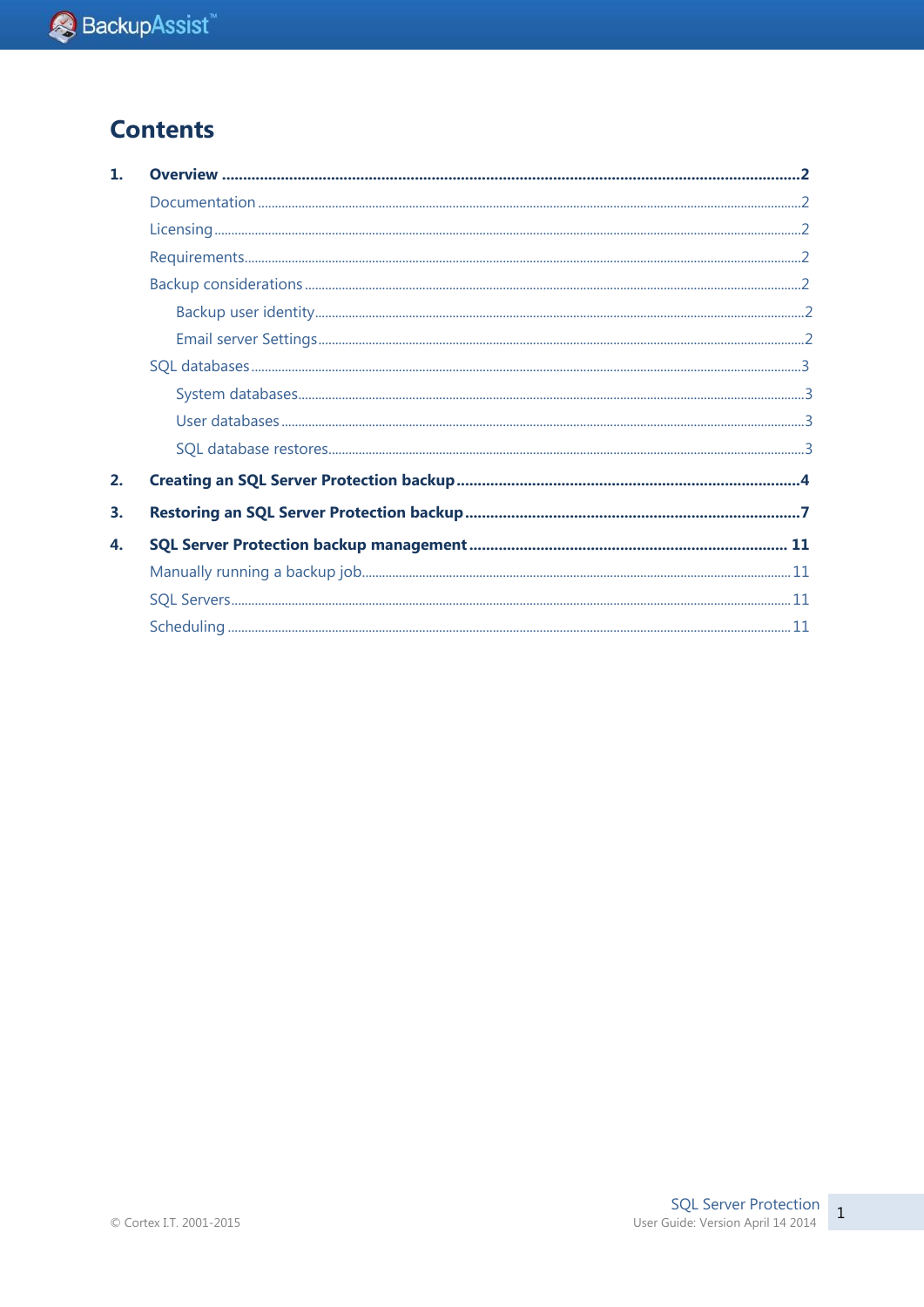# Contents

1. **Overview** .......... **2**
   - Documentation .......... 2
   - Licensing .......... 2
   - Requirements .......... 2
   - Backup considerations .......... 2
     - Backup user identity .......... 2
     - Email server Settings .......... 2
   - SQL databases .......... 3
     - System databases .......... 3
     - User databases .......... 3
     - SQL database restores .......... 3
2. **Creating an SQL Server Protection backup** .......... **4**
3. **Restoring an SQL Server Protection backup** .......... **7**
4. **SQL Server Protection backup management** .......... **11**
   - Manually running a backup job .......... 11
   - SQL Servers .......... 11
   - Scheduling .......... 11

© Cortex I.T. 2001-2015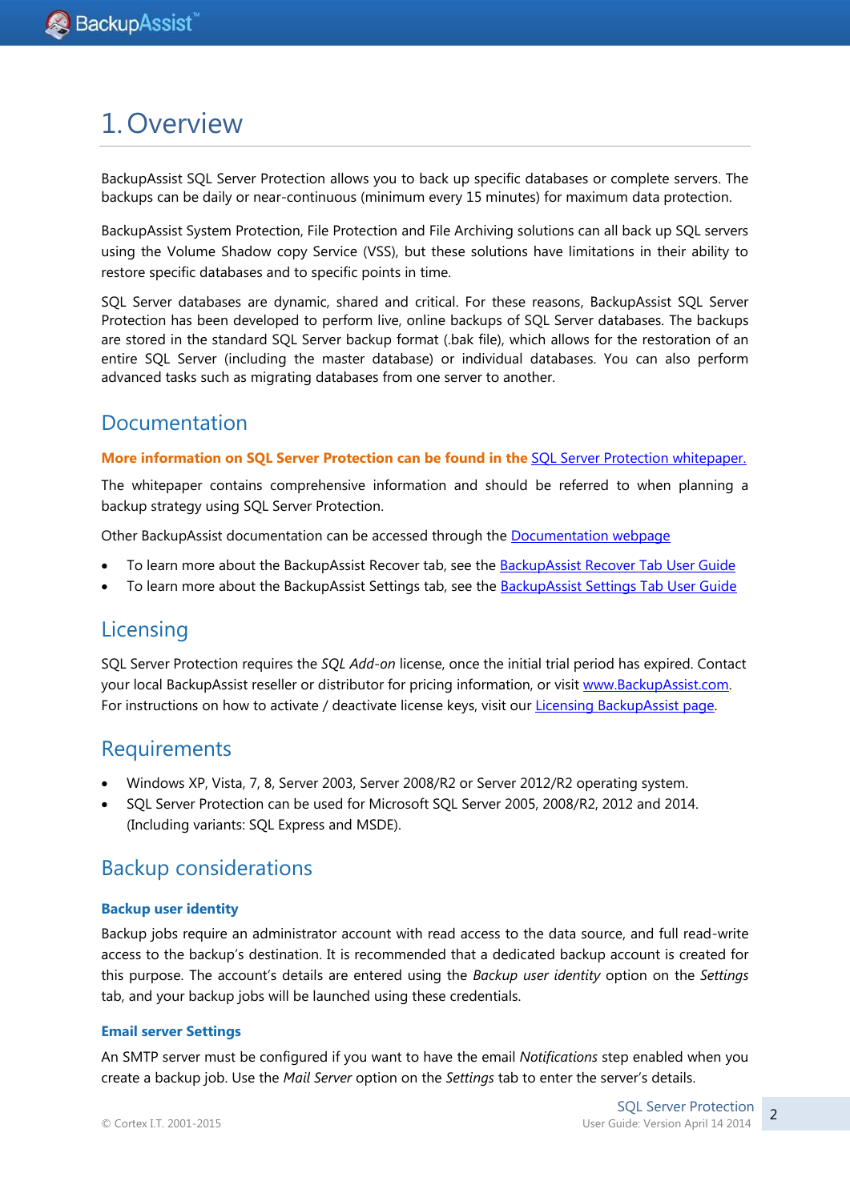# 1. Overview

BackupAssist SQL Server Protection allows you to back up specific databases or complete servers. The backups can be daily or near-continuous (minimum every 15 minutes) for maximum data protection.

BackupAssist System Protection, File Protection and File Archiving solutions can all back up SQL servers using the Volume Shadow copy Service (VSS), but these solutions have limitations in their ability to restore specific databases and to specific points in time.

SQL Server databases are dynamic, shared and critical. For these reasons, BackupAssist SQL Server Protection has been developed to perform live, online backups of SQL Server databases. The backups are stored in the standard SQL Server backup format (.bak file), which allows for the restoration of an entire SQL Server (including the master database) or individual databases. You can also perform advanced tasks such as migrating databases from one server to another.

## Documentation

**More information on SQL Server Protection can be found in the** SQL Server Protection whitepaper.

The whitepaper contains comprehensive information and should be referred to when planning a backup strategy using SQL Server Protection.

Other BackupAssist documentation can be accessed through the Documentation webpage

- To learn more about the BackupAssist Recover tab, see the BackupAssist Recover Tab User Guide
- To learn more about the BackupAssist Settings tab, see the BackupAssist Settings Tab User Guide

## Licensing

SQL Server Protection requires the *SQL Add-on* license, once the initial trial period has expired. Contact your local BackupAssist reseller or distributor for pricing information, or visit www.BackupAssist.com. For instructions on how to activate / deactivate license keys, visit our Licensing BackupAssist page.

## Requirements

- Windows XP, Vista, 7, 8, Server 2003, Server 2008/R2 or Server 2012/R2 operating system.
- SQL Server Protection can be used for Microsoft SQL Server 2005, 2008/R2, 2012 and 2014. (Including variants: SQL Express and MSDE).

## Backup considerations

### Backup user identity

Backup jobs require an administrator account with read access to the data source, and full read-write access to the backup's destination. It is recommended that a dedicated backup account is created for this purpose. The account's details are entered using the *Backup user identity* option on the *Settings* tab, and your backup jobs will be launched using these credentials.

### Email server Settings

An SMTP server must be configured if you want to have the email *Notifications* step enabled when you create a backup job. Use the *Mail Server* option on the *Settings* tab to enter the server's details.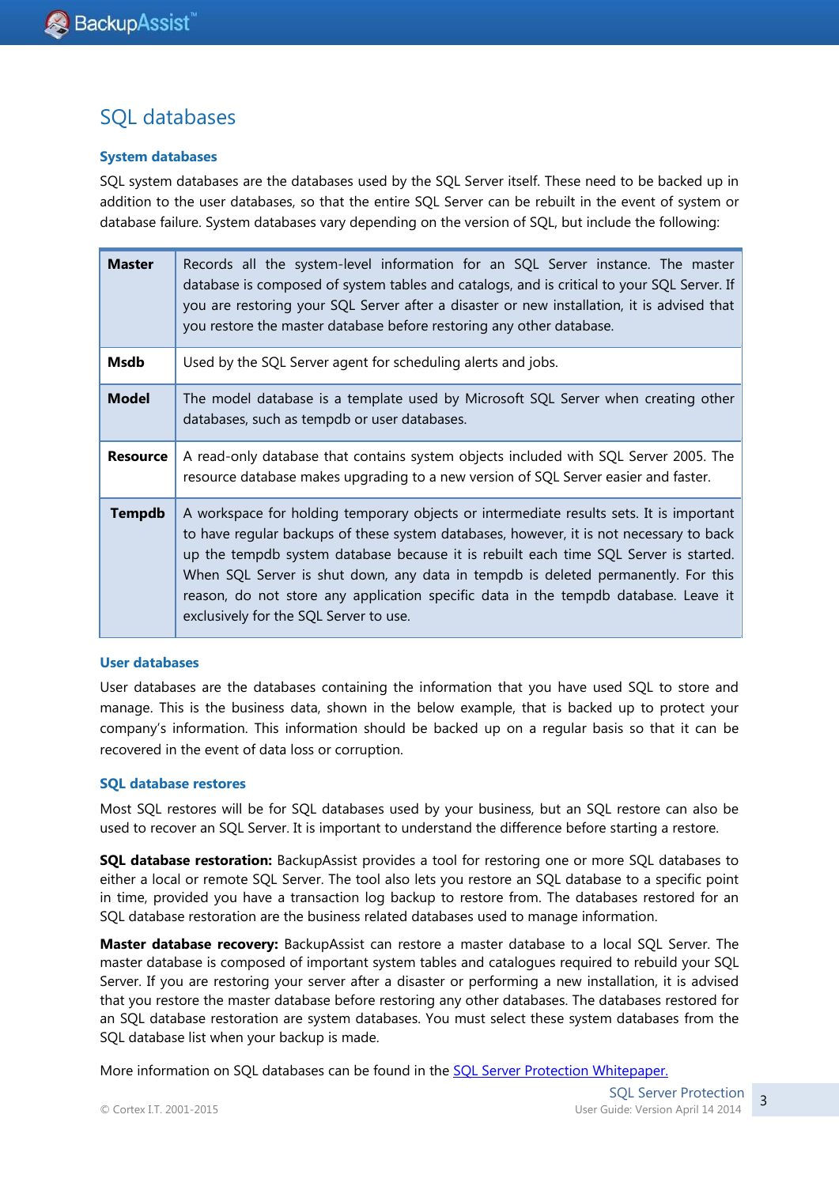# SQL databases

### System databases

SQL system databases are the databases used by the SQL Server itself. These need to be backed up in addition to the user databases, so that the entire SQL Server can be rebuilt in the event of system or database failure. System databases vary depending on the version of SQL, but include the following:

| | |
|---|---|
| **Master** | Records all the system-level information for an SQL Server instance. The master database is composed of system tables and catalogs, and is critical to your SQL Server. If you are restoring your SQL Server after a disaster or new installation, it is advised that you restore the master database before restoring any other database. |
| **Msdb** | Used by the SQL Server agent for scheduling alerts and jobs. |
| **Model** | The model database is a template used by Microsoft SQL Server when creating other databases, such as tempdb or user databases. |
| **Resource** | A read-only database that contains system objects included with SQL Server 2005. The resource database makes upgrading to a new version of SQL Server easier and faster. |
| **Tempdb** | A workspace for holding temporary objects or intermediate results sets. It is important to have regular backups of these system databases, however, it is not necessary to back up the tempdb system database because it is rebuilt each time SQL Server is started. When SQL Server is shut down, any data in tempdb is deleted permanently. For this reason, do not store any application specific data in the tempdb database. Leave it exclusively for the SQL Server to use. |

### User databases

User databases are the databases containing the information that you have used SQL to store and manage. This is the business data, shown in the below example, that is backed up to protect your company's information. This information should be backed up on a regular basis so that it can be recovered in the event of data loss or corruption.

### SQL database restores

Most SQL restores will be for SQL databases used by your business, but an SQL restore can also be used to recover an SQL Server. It is important to understand the difference before starting a restore.

**SQL database restoration:** BackupAssist provides a tool for restoring one or more SQL databases to either a local or remote SQL Server. The tool also lets you restore an SQL database to a specific point in time, provided you have a transaction log backup to restore from. The databases restored for an SQL database restoration are the business related databases used to manage information.

**Master database recovery:** BackupAssist can restore a master database to a local SQL Server. The master database is composed of important system tables and catalogues required to rebuild your SQL Server. If you are restoring your server after a disaster or performing a new installation, it is advised that you restore the master database before restoring any other databases. The databases restored for an SQL database restoration are system databases. You must select these system databases from the SQL database list when your backup is made.

More information on SQL databases can be found in the SQL Server Protection Whitepaper.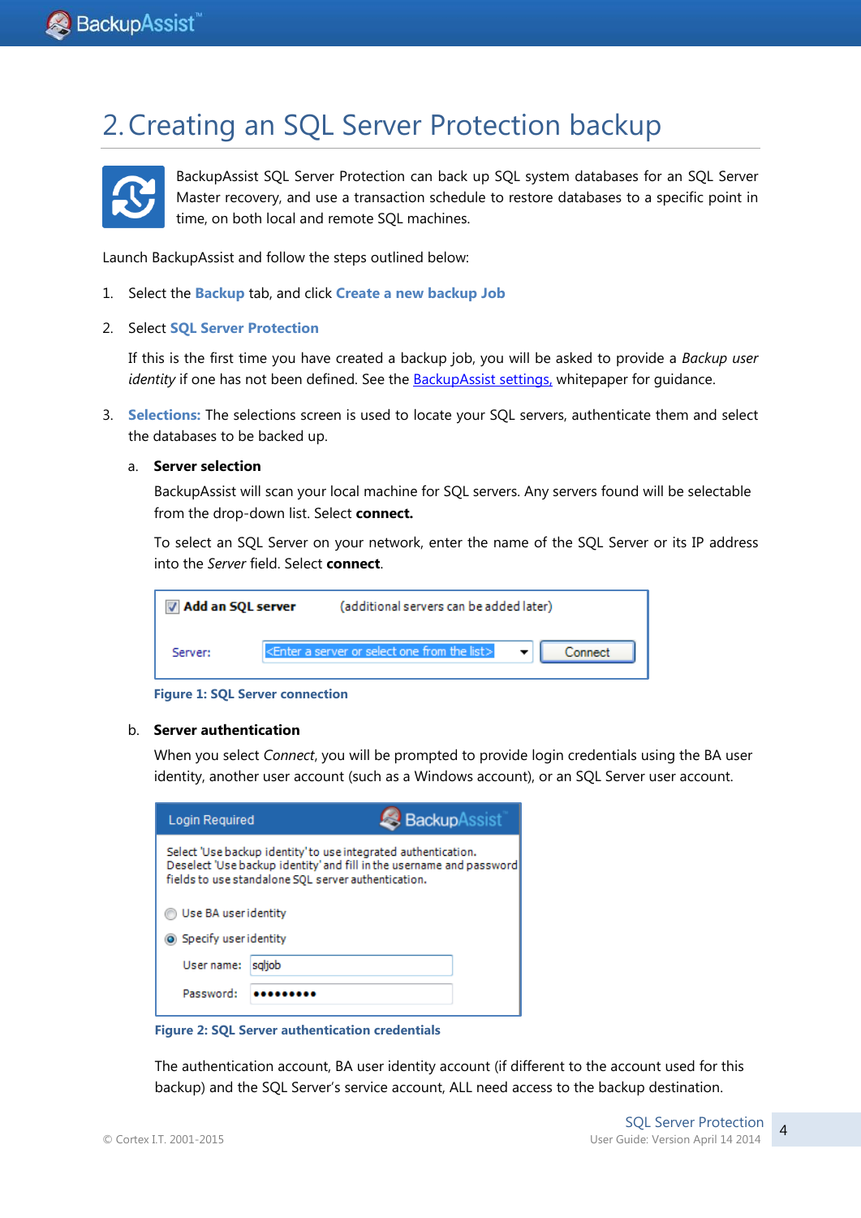# 2. Creating an SQL Server Protection backup

BackupAssist SQL Server Protection can back up SQL system databases for an SQL Server Master recovery, and use a transaction schedule to restore databases to a specific point in time, on both local and remote SQL machines.

Launch BackupAssist and follow the steps outlined below:

1. Select the **Backup** tab, and click **Create a new backup Job**
2. Select **SQL Server Protection**

   If this is the first time you have created a backup job, you will be asked to provide a *Backup user identity* if one has not been defined. See the BackupAssist settings, whitepaper for guidance.

3. **Selections:** The selections screen is used to locate your SQL servers, authenticate them and select the databases to be backed up.

   a. **Server selection**

   BackupAssist will scan your local machine for SQL servers. Any servers found will be selectable from the drop-down list. Select **connect.**

   To select an SQL Server on your network, enter the name of the SQL Server or its IP address into the *Server* field. Select **connect**.

   Add an SQL server (additional servers can be added later)

   Server: <Enter a server or select one from the list> Connect

   **Figure 1: SQL Server connection**

   b. **Server authentication**

   When you select *Connect*, you will be prompted to provide login credentials using the BA user identity, another user account (such as a Windows account), or an SQL Server user account.

   Login Required BackupAssist

   Select 'Use backup identity' to use integrated authentication. Deselect 'Use backup identity' and fill in the username and password fields to use standalone SQL server authentication.

   Use BA user identity

   Specify user identity

   User name: sqljob

   Password: •••••••••

   **Figure 2: SQL Server authentication credentials**

   The authentication account, BA user identity account (if different to the account used for this backup) and the SQL Server's service account, ALL need access to the backup destination.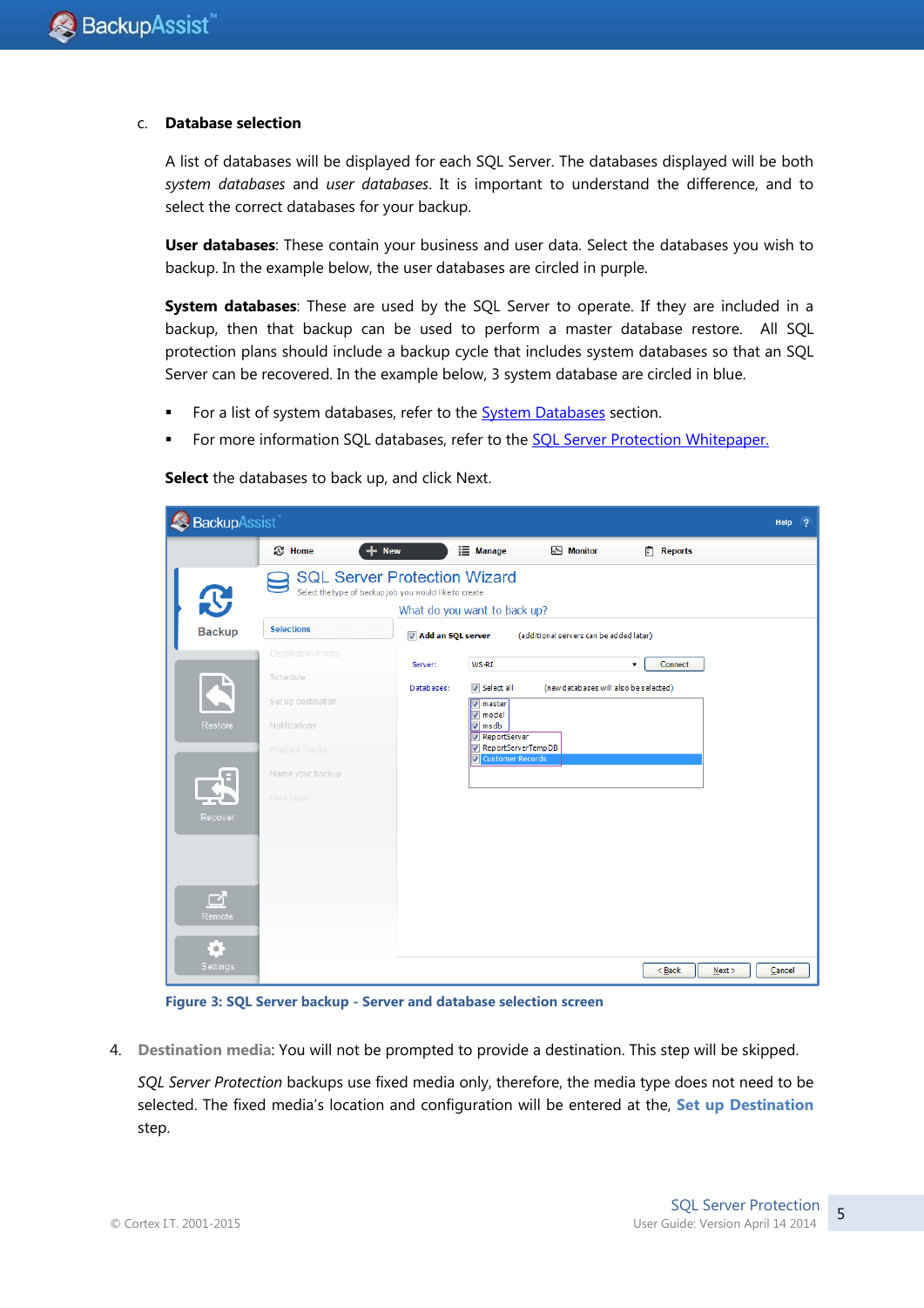c. **Database selection**

A list of databases will be displayed for each SQL Server. The databases displayed will be both *system databases* and *user databases*. It is important to understand the difference, and to select the correct databases for your backup.

**User databases**: These contain your business and user data. Select the databases you wish to backup. In the example below, the user databases are circled in purple.

**System databases**: These are used by the SQL Server to operate. If they are included in a backup, then that backup can be used to perform a master database restore. All SQL protection plans should include a backup cycle that includes system databases so that an SQL Server can be recovered. In the example below, 3 system database are circled in blue.

- For a list of system databases, refer to the System Databases section.
- For more information SQL databases, refer to the SQL Server Protection Whitepaper.

**Select** the databases to back up, and click Next.

Figure 3: SQL Server backup - Server and database selection screen

4. **Destination media**: You will not be prompted to provide a destination. This step will be skipped.

   *SQL Server Protection* backups use fixed media only, therefore, the media type does not need to be selected. The fixed media's location and configuration will be entered at the, **Set up Destination** step.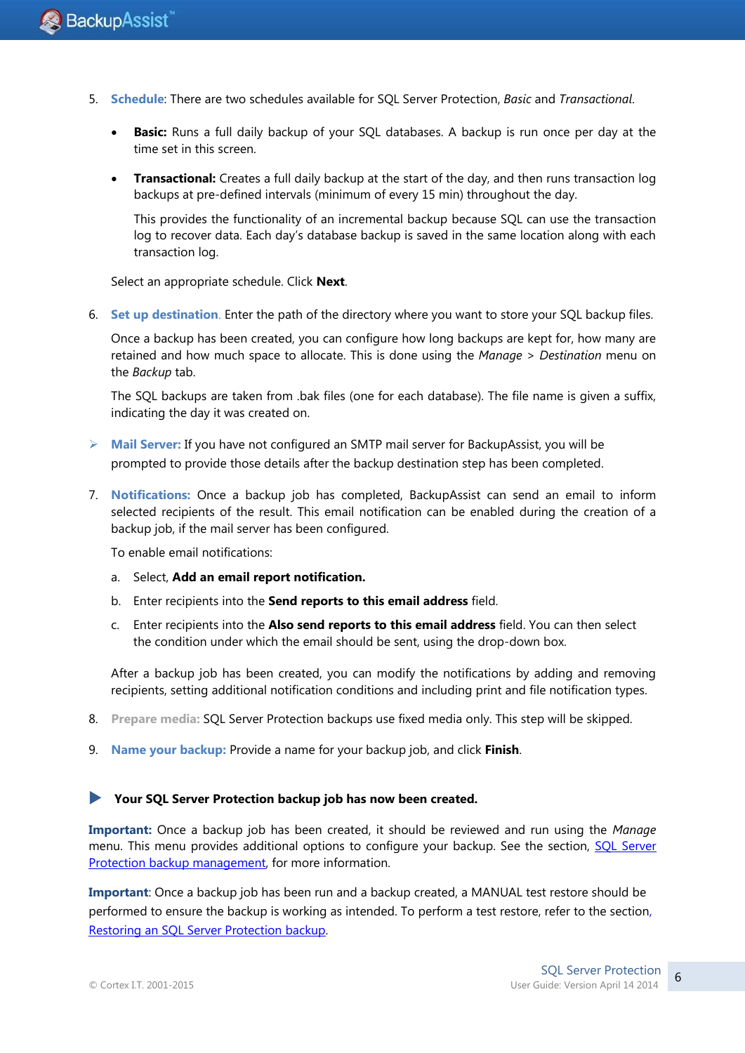5. **Schedule**: There are two schedules available for SQL Server Protection, *Basic* and *Transactional*.

   - **Basic:** Runs a full daily backup of your SQL databases. A backup is run once per day at the time set in this screen.
   - **Transactional:** Creates a full daily backup at the start of the day, and then runs transaction log backups at pre-defined intervals (minimum of every 15 min) throughout the day.

     This provides the functionality of an incremental backup because SQL can use the transaction log to recover data. Each day's database backup is saved in the same location along with each transaction log.

   Select an appropriate schedule. Click **Next**.

6. **Set up destination**. Enter the path of the directory where you want to store your SQL backup files.

   Once a backup has been created, you can configure how long backups are kept for, how many are retained and how much space to allocate. This is done using the *Manage* > *Destination* menu on the *Backup* tab.

   The SQL backups are taken from .bak files (one for each database). The file name is given a suffix, indicating the day it was created on.

➢ **Mail Server:** If you have not configured an SMTP mail server for BackupAssist, you will be prompted to provide those details after the backup destination step has been completed.

7. **Notifications:** Once a backup job has completed, BackupAssist can send an email to inform selected recipients of the result. This email notification can be enabled during the creation of a backup job, if the mail server has been configured.

   To enable email notifications:

   a. Select, **Add an email report notification.**

   b. Enter recipients into the **Send reports to this email address** field.

   c. Enter recipients into the **Also send reports to this email address** field. You can then select the condition under which the email should be sent, using the drop-down box.

   After a backup job has been created, you can modify the notifications by adding and removing recipients, setting additional notification conditions and including print and file notification types.

8. **Prepare media:** SQL Server Protection backups use fixed media only. This step will be skipped.

9. **Name your backup:** Provide a name for your backup job, and click **Finish**.

▶ **Your SQL Server Protection backup job has now been created.**

**Important:** Once a backup job has been created, it should be reviewed and run using the *Manage* menu. This menu provides additional options to configure your backup. See the section, SQL Server Protection backup management, for more information.

**Important**: Once a backup job has been run and a backup created, a MANUAL test restore should be performed to ensure the backup is working as intended. To perform a test restore, refer to the section, Restoring an SQL Server Protection backup.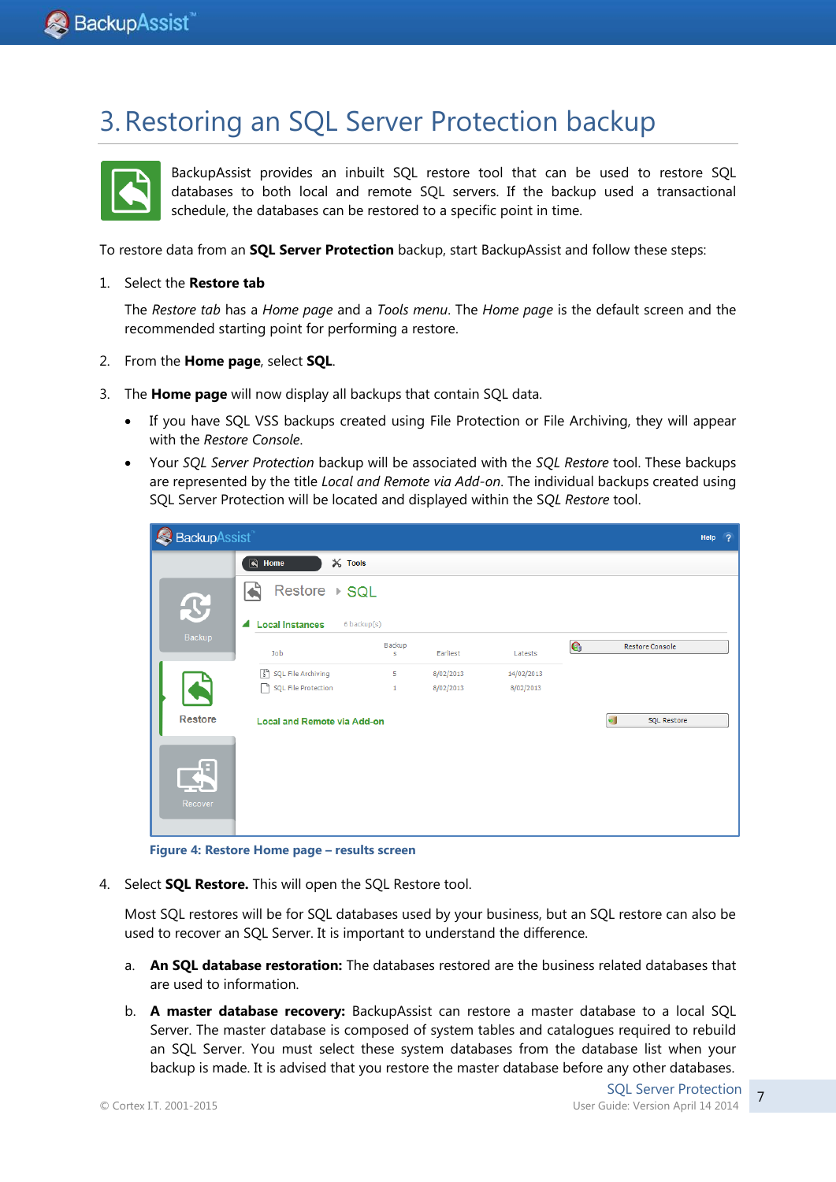# 3. Restoring an SQL Server Protection backup

BackupAssist provides an inbuilt SQL restore tool that can be used to restore SQL databases to both local and remote SQL servers. If the backup used a transactional schedule, the databases can be restored to a specific point in time.

To restore data from an **SQL Server Protection** backup, start BackupAssist and follow these steps:

1. Select the **Restore tab**

   The *Restore tab* has a *Home page* and a *Tools menu*. The *Home page* is the default screen and the recommended starting point for performing a restore.

2. From the **Home page**, select **SQL**.

3. The **Home page** will now display all backups that contain SQL data.

   - If you have SQL VSS backups created using File Protection or File Archiving, they will appear with the *Restore Console*.
   - Your *SQL Server Protection* backup will be associated with the *SQL Restore* tool. These backups are represented by the title *Local and Remote via Add-on*. The individual backups created using SQL Server Protection will be located and displayed within the *SQL Restore* tool.

**Figure 4: Restore Home page – results screen**

4. Select **SQL Restore.** This will open the SQL Restore tool.

   Most SQL restores will be for SQL databases used by your business, but an SQL restore can also be used to recover an SQL Server. It is important to understand the difference.

   a. **An SQL database restoration:** The databases restored are the business related databases that are used to information.

   b. **A master database recovery:** BackupAssist can restore a master database to a local SQL Server. The master database is composed of system tables and catalogues required to rebuild an SQL Server. You must select these system databases from the database list when your backup is made. It is advised that you restore the master database before any other databases.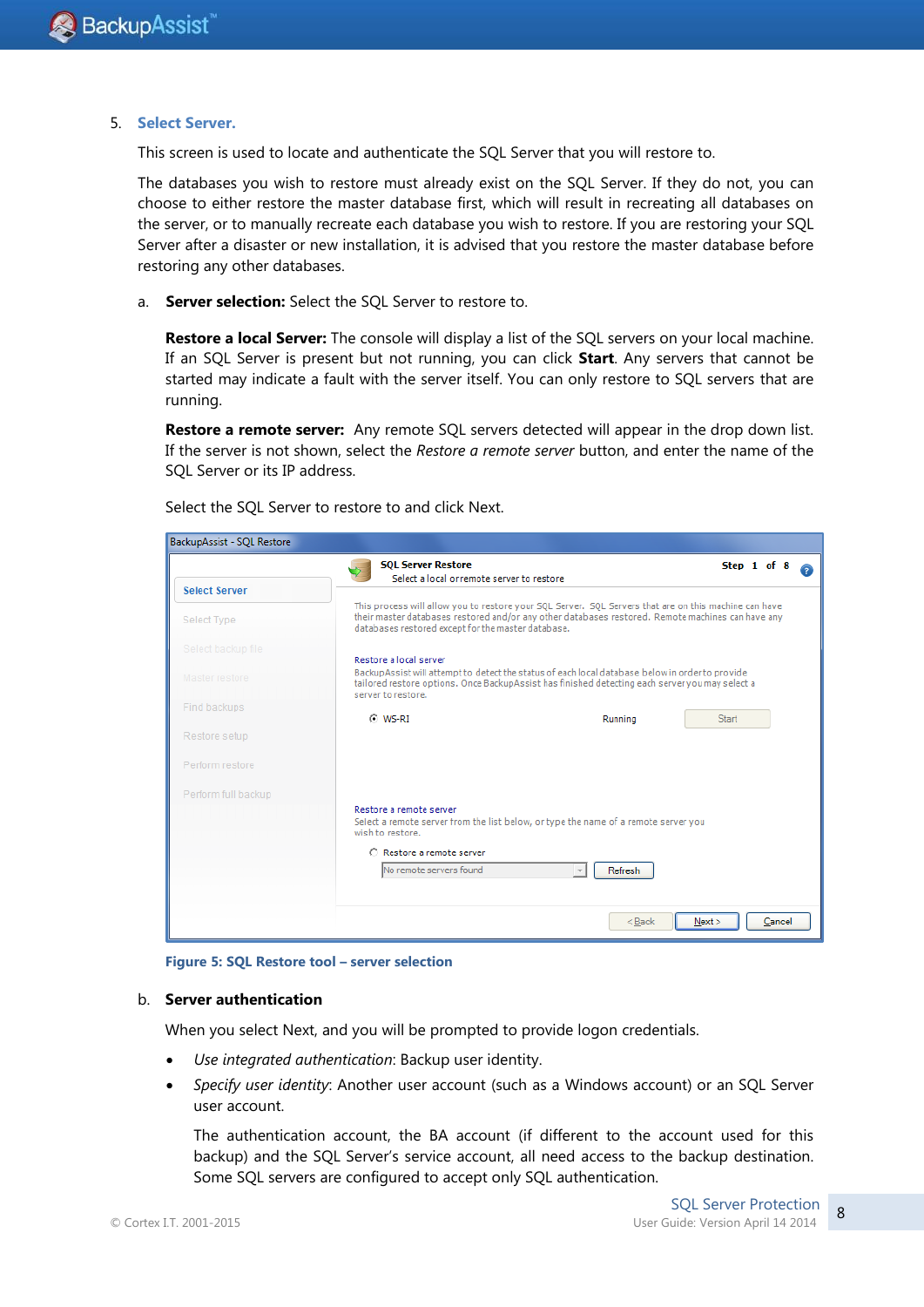5. **Select Server.**

This screen is used to locate and authenticate the SQL Server that you will restore to.

The databases you wish to restore must already exist on the SQL Server. If they do not, you can choose to either restore the master database first, which will result in recreating all databases on the server, or to manually recreate each database you wish to restore. If you are restoring your SQL Server after a disaster or new installation, it is advised that you restore the master database before restoring any other databases.

a. **Server selection:** Select the SQL Server to restore to.

**Restore a local Server:** The console will display a list of the SQL servers on your local machine. If an SQL Server is present but not running, you can click **Start**. Any servers that cannot be started may indicate a fault with the server itself. You can only restore to SQL servers that are running.

**Restore a remote server:** Any remote SQL servers detected will appear in the drop down list. If the server is not shown, select the *Restore a remote server* button, and enter the name of the SQL Server or its IP address.

Select the SQL Server to restore to and click Next.

**Figure 5: SQL Restore tool – server selection**

b. **Server authentication**

When you select Next, and you will be prompted to provide logon credentials.

- *Use integrated authentication*: Backup user identity.
- *Specify user identity*: Another user account (such as a Windows account) or an SQL Server user account.

  The authentication account, the BA account (if different to the account used for this backup) and the SQL Server's service account, all need access to the backup destination. Some SQL servers are configured to accept only SQL authentication.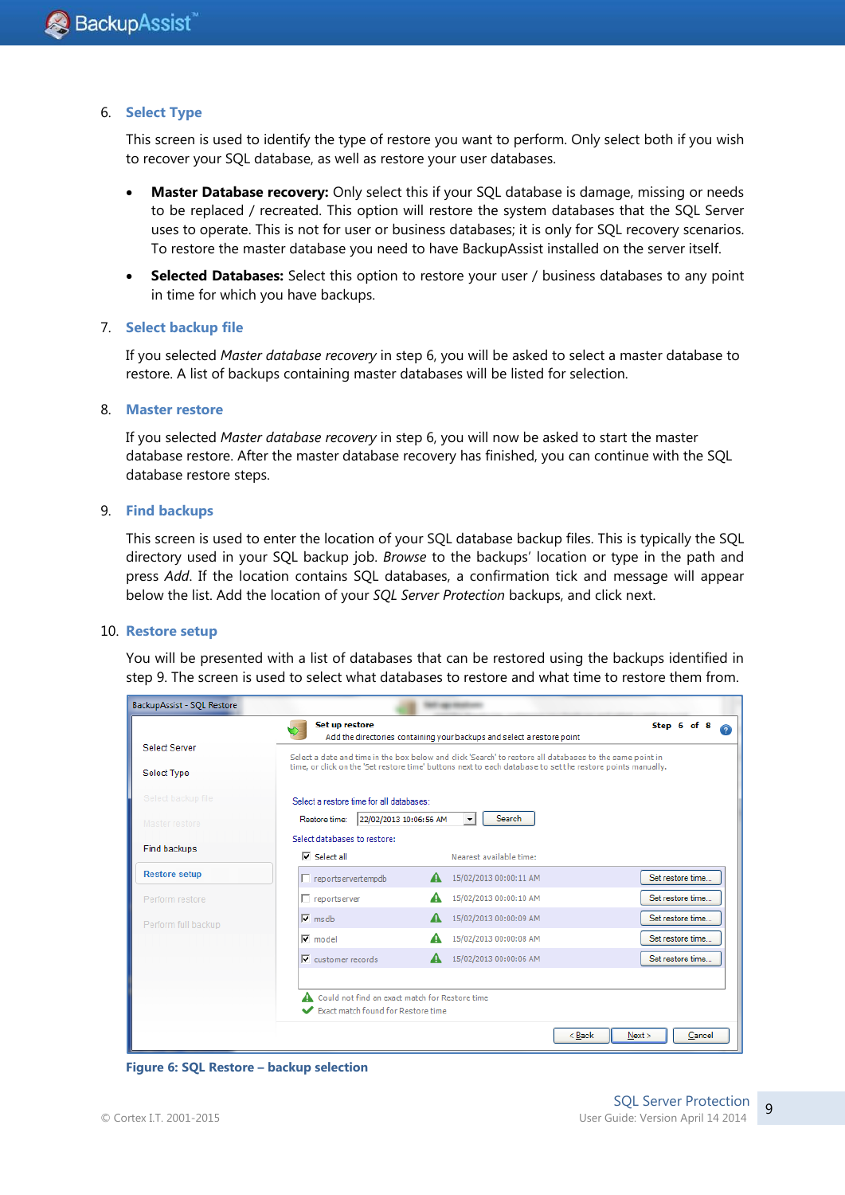6. **Select Type**

   This screen is used to identify the type of restore you want to perform. Only select both if you wish to recover your SQL database, as well as restore your user databases.

   - **Master Database recovery:** Only select this if your SQL database is damage, missing or needs to be replaced / recreated. This option will restore the system databases that the SQL Server uses to operate. This is not for user or business databases; it is only for SQL recovery scenarios. To restore the master database you need to have BackupAssist installed on the server itself.
   - **Selected Databases:** Select this option to restore your user / business databases to any point in time for which you have backups.

7. **Select backup file**

   If you selected *Master database recovery* in step 6, you will be asked to select a master database to restore. A list of backups containing master databases will be listed for selection.

8. **Master restore**

   If you selected *Master database recovery* in step 6, you will now be asked to start the master database restore. After the master database recovery has finished, you can continue with the SQL database restore steps.

9. **Find backups**

   This screen is used to enter the location of your SQL database backup files. This is typically the SQL directory used in your SQL backup job. *Browse* to the backups' location or type in the path and press *Add*. If the location contains SQL databases, a confirmation tick and message will appear below the list. Add the location of your *SQL Server Protection* backups, and click next.

10. **Restore setup**

    You will be presented with a list of databases that can be restored using the backups identified in step 9. The screen is used to select what databases to restore and what time to restore them from.

**Figure 6: SQL Restore – backup selection**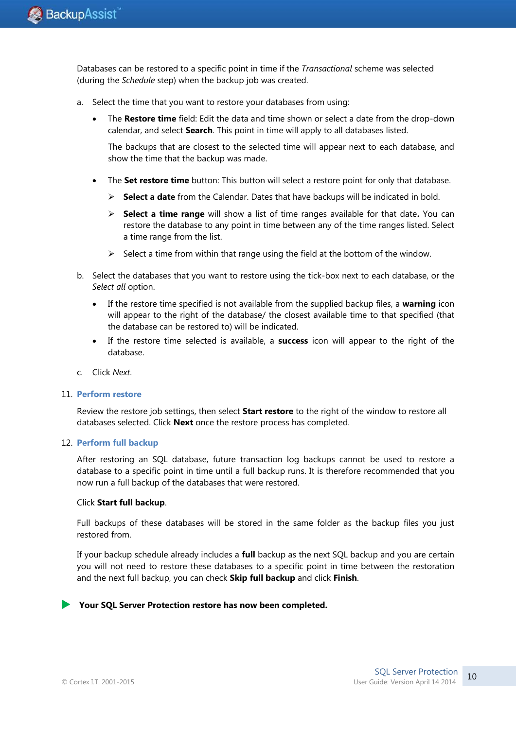Databases can be restored to a specific point in time if the *Transactional* scheme was selected (during the *Schedule* step) when the backup job was created.

a. Select the time that you want to restore your databases from using:

   - The **Restore time** field: Edit the data and time shown or select a date from the drop-down calendar, and select **Search**. This point in time will apply to all databases listed.

     The backups that are closest to the selected time will appear next to each database, and show the time that the backup was made.

   - The **Set restore time** button: This button will select a restore point for only that database.
     - **Select a date** from the Calendar. Dates that have backups will be indicated in bold.
     - **Select a time range** will show a list of time ranges available for that date**.** You can restore the database to any point in time between any of the time ranges listed. Select a time range from the list.
     - Select a time from within that range using the field at the bottom of the window.

b. Select the databases that you want to restore using the tick-box next to each database, or the *Select all* option.

   - If the restore time specified is not available from the supplied backup files, a **warning** icon will appear to the right of the database/ the closest available time to that specified (that the database can be restored to) will be indicated.
   - If the restore time selected is available, a **success** icon will appear to the right of the database.

c. Click *Next*.

### 11. Perform restore

Review the restore job settings, then select **Start restore** to the right of the window to restore all databases selected. Click **Next** once the restore process has completed.

### 12. Perform full backup

After restoring an SQL database, future transaction log backups cannot be used to restore a database to a specific point in time until a full backup runs. It is therefore recommended that you now run a full backup of the databases that were restored.

Click **Start full backup**.

Full backups of these databases will be stored in the same folder as the backup files you just restored from.

If your backup schedule already includes a **full** backup as the next SQL backup and you are certain you will not need to restore these databases to a specific point in time between the restoration and the next full backup, you can check **Skip full backup** and click **Finish**.

▶ **Your SQL Server Protection restore has now been completed.**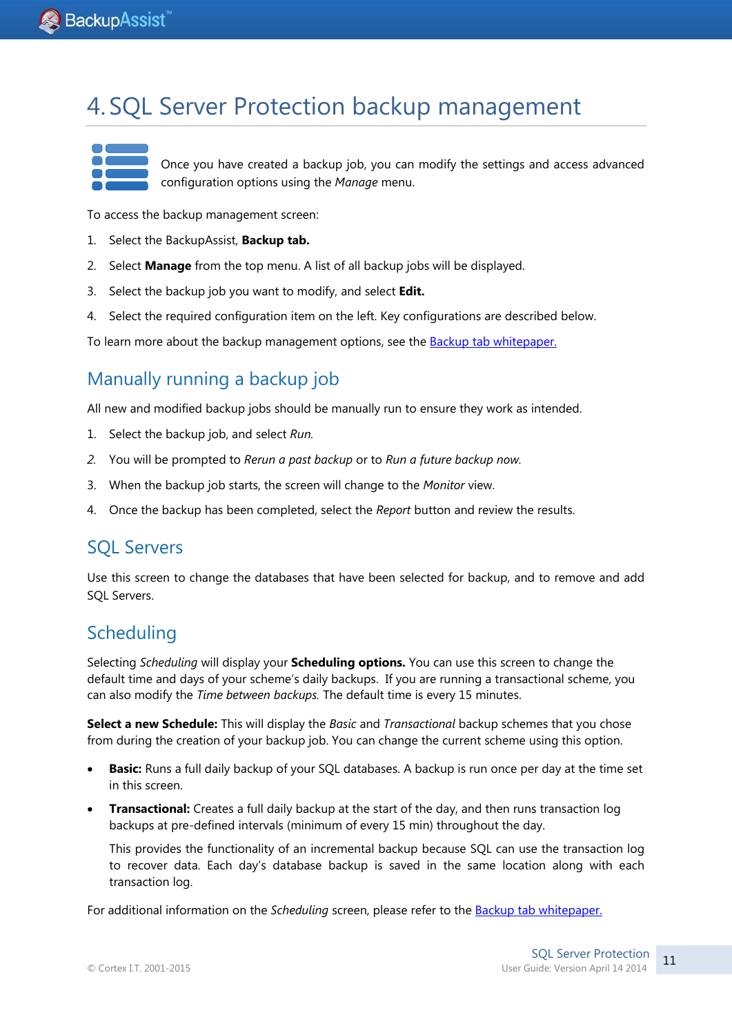# 4. SQL Server Protection backup management

Once you have created a backup job, you can modify the settings and access advanced configuration options using the *Manage* menu.

To access the backup management screen:

1. Select the BackupAssist, **Backup tab.**
2. Select **Manage** from the top menu. A list of all backup jobs will be displayed.
3. Select the backup job you want to modify, and select **Edit.**
4. Select the required configuration item on the left. Key configurations are described below.

To learn more about the backup management options, see the Backup tab whitepaper.

## Manually running a backup job

All new and modified backup jobs should be manually run to ensure they work as intended.

1. Select the backup job, and select *Run.*
2. You will be prompted to *Rerun a past backup* or to *Run a future backup now.*
3. When the backup job starts, the screen will change to the *Monitor* view.
4. Once the backup has been completed, select the *Report* button and review the results.

## SQL Servers

Use this screen to change the databases that have been selected for backup, and to remove and add SQL Servers.

## Scheduling

Selecting *Scheduling* will display your **Scheduling options.** You can use this screen to change the default time and days of your scheme's daily backups. If you are running a transactional scheme, you can also modify the *Time between backups.* The default time is every 15 minutes.

**Select a new Schedule:** This will display the *Basic* and *Transactional* backup schemes that you chose from during the creation of your backup job. You can change the current scheme using this option.

- **Basic:** Runs a full daily backup of your SQL databases. A backup is run once per day at the time set in this screen.
- **Transactional:** Creates a full daily backup at the start of the day, and then runs transaction log backups at pre-defined intervals (minimum of every 15 min) throughout the day.

  This provides the functionality of an incremental backup because SQL can use the transaction log to recover data. Each day's database backup is saved in the same location along with each transaction log.

For additional information on the *Scheduling* screen, please refer to the Backup tab whitepaper.

© Cortex I.T. 2001-2015